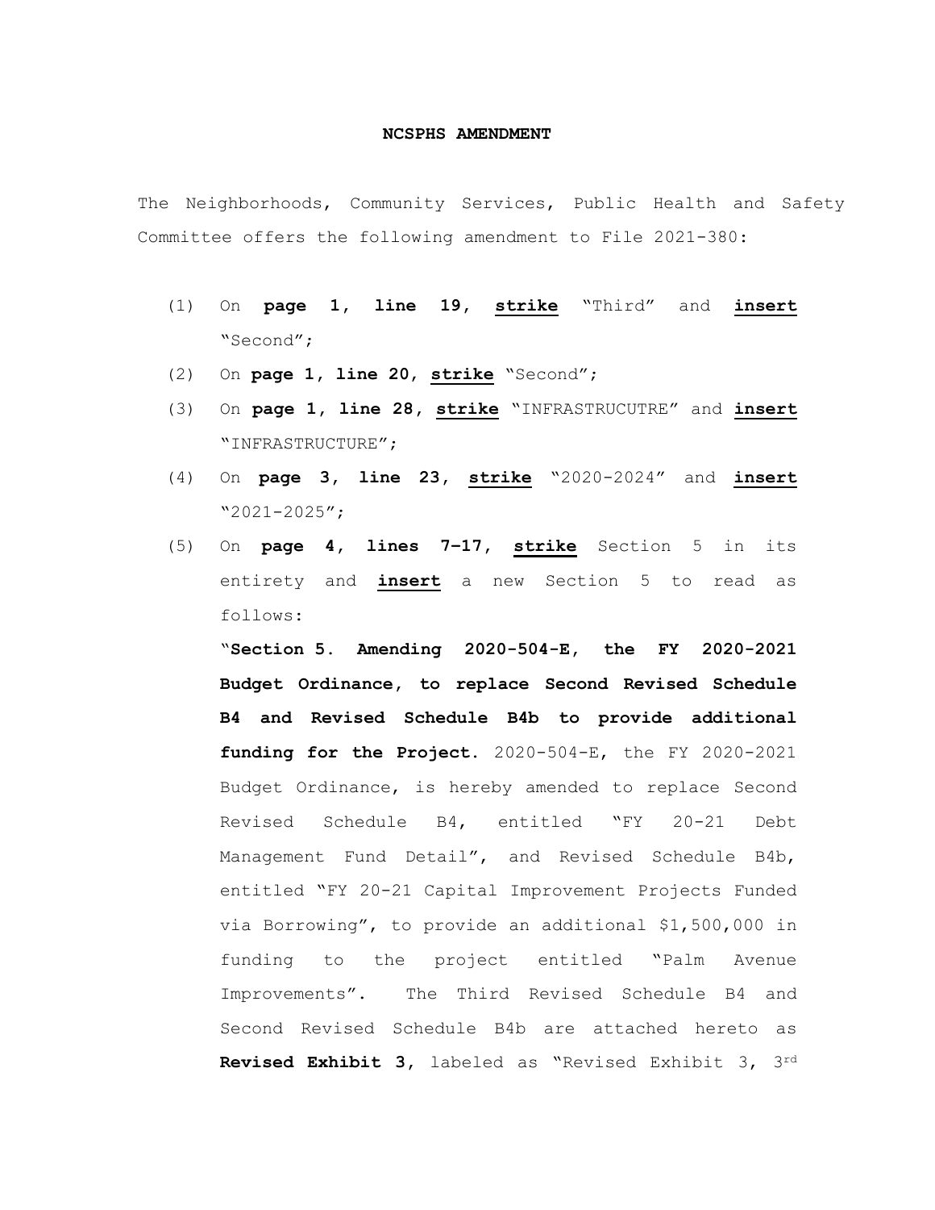**NCSPHS AMENDMENT**

The Neighborhoods, Community Services, Public Health and Safety Committee offers the following amendment to File 2021-380:

(1) On **page 1, line 19**, **strike** "Third" and **insert** "Second";

(2) On **page 1, line 20**, **strike** "Second";

(3) On **page 1, line 28**, **strike** "INFRASTRUCUTRE" and **insert** "INFRASTRUCTURE";

(4) On **page 3, line 23**, **strike** "2020-2024" and **insert** "2021-2025";

(5) On **page 4, lines 7-17**, **strike** Section 5 in its entirety and **insert** a new Section 5 to read as follows:

"**Section 5. Amending 2020-504-E, the FY 2020-2021 Budget Ordinance, to replace Second Revised Schedule B4 and Revised Schedule B4b to provide additional funding for the Project.** 2020-504-E, the FY 2020-2021 Budget Ordinance, is hereby amended to replace Second Revised Schedule B4, entitled "FY 20-21 Debt Management Fund Detail", and Revised Schedule B4b, entitled "FY 20-21 Capital Improvement Projects Funded via Borrowing", to provide an additional $1,500,000 in funding to the project entitled "Palm Avenue Improvements". The Third Revised Schedule B4 and Second Revised Schedule B4b are attached hereto as **Revised Exhibit 3**, labeled as "Revised Exhibit 3, 3rd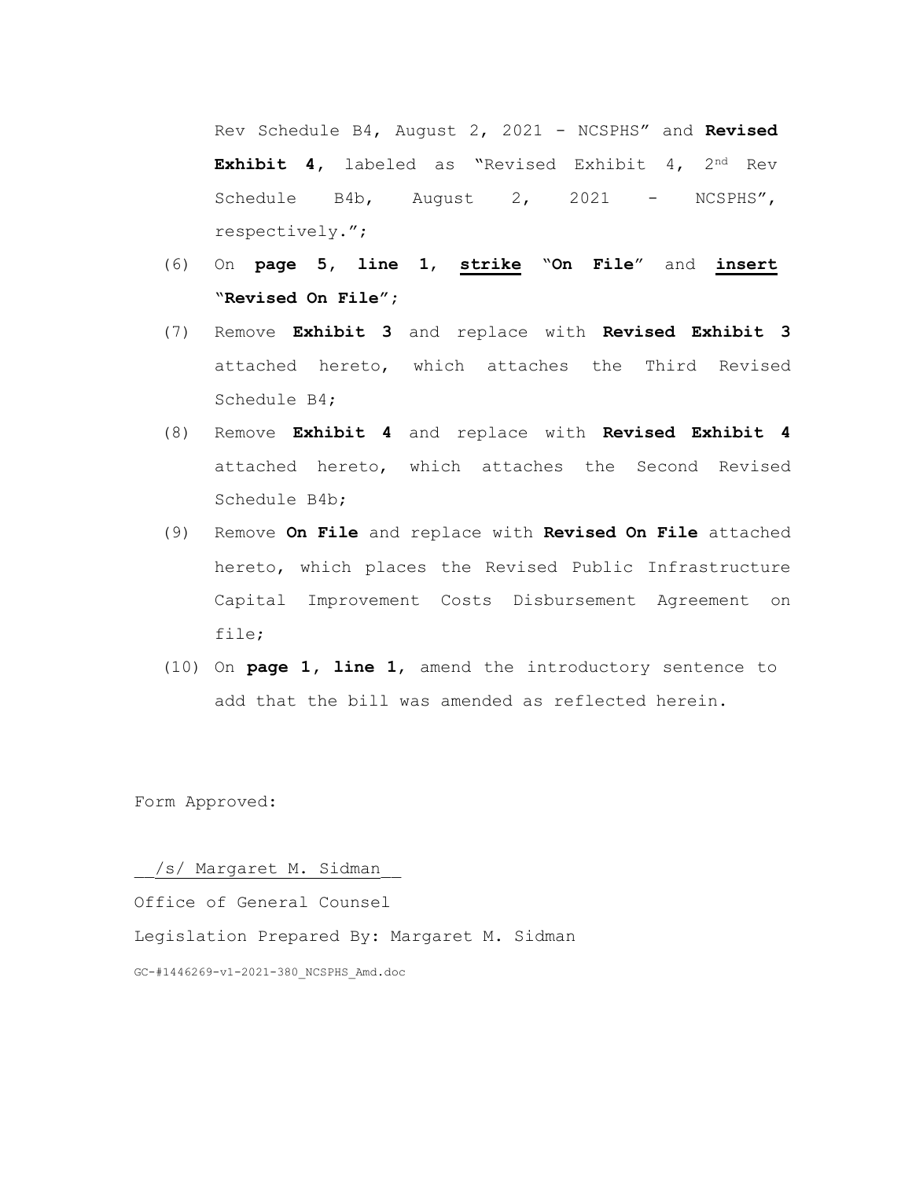Rev Schedule B4, August 2, 2021 - NCSPHS" and **Revised Exhibit 4**, labeled as "Revised Exhibit 4, 2nd Rev Schedule B4b, August 2, 2021 - NCSPHS", respectively.";

(6) On **page 5**, **line 1**, **strike** "**On File**" and **insert** "**Revised On File**";

(7) Remove **Exhibit 3** and replace with **Revised Exhibit 3** attached hereto, which attaches the Third Revised Schedule B4;

(8) Remove **Exhibit 4** and replace with **Revised Exhibit 4** attached hereto, which attaches the Second Revised Schedule B4b;

(9) Remove **On File** and replace with **Revised On File** attached hereto, which places the Revised Public Infrastructure Capital Improvement Costs Disbursement Agreement on file;

(10) On **page 1**, **line 1**, amend the introductory sentence to add that the bill was amended as reflected herein.

Form Approved:

__/s/ Margaret M. Sidman__

Office of General Counsel

Legislation Prepared By: Margaret M. Sidman

GC-#1446269-v1-2021-380_NCSPHS_Amd.doc